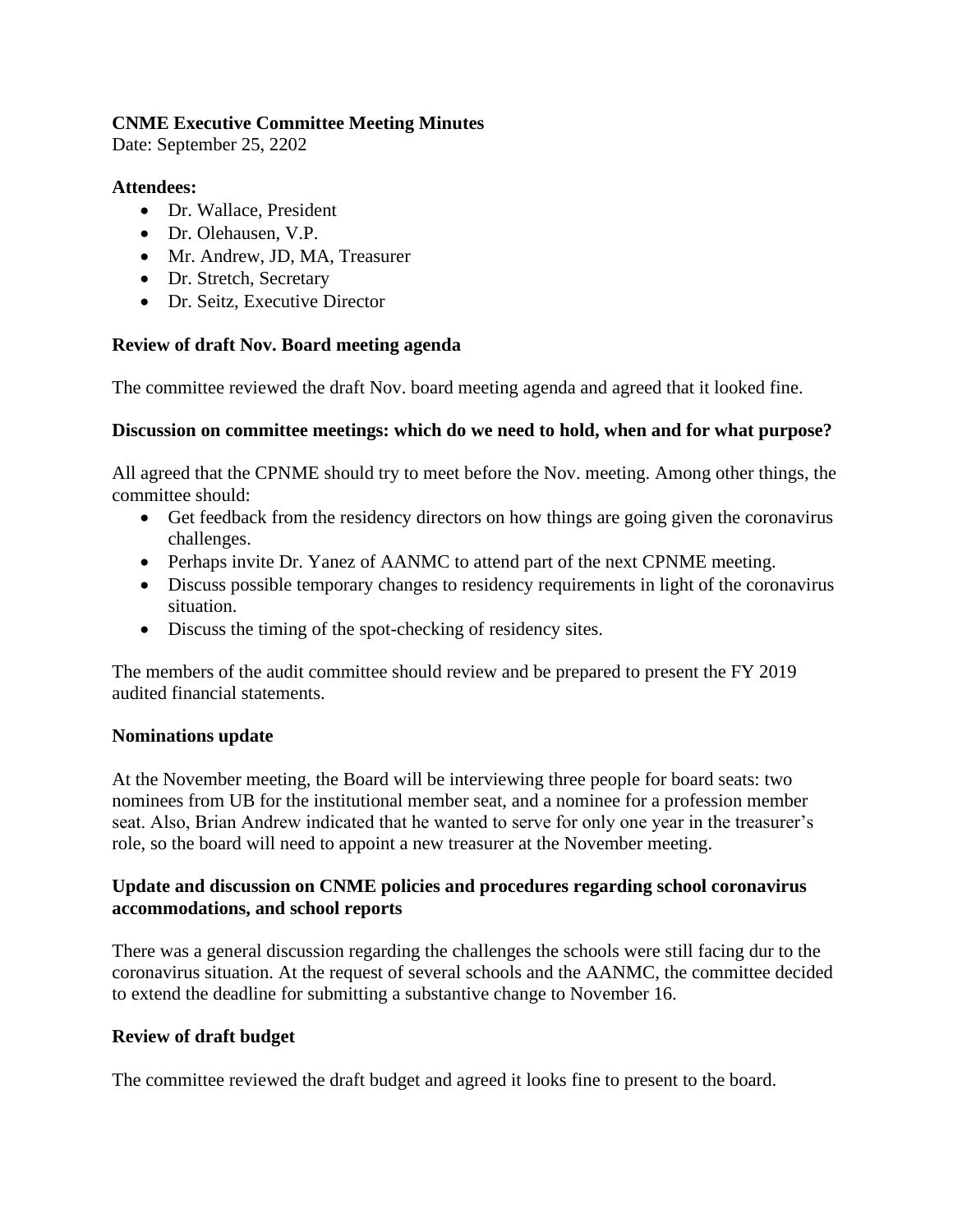**CNME Executive Committee Meeting Minutes**
Date: September 25, 2202

**Attendees:**

- Dr. Wallace, President
- Dr. Olehausen, V.P.
- Mr. Andrew, JD, MA, Treasurer
- Dr. Stretch, Secretary
- Dr. Seitz, Executive Director

**Review of draft Nov. Board meeting agenda**

The committee reviewed the draft Nov. board meeting agenda and agreed that it looked fine.

**Discussion on committee meetings: which do we need to hold, when and for what purpose?**

All agreed that the CPNME should try to meet before the Nov. meeting. Among other things, the committee should:

- Get feedback from the residency directors on how things are going given the coronavirus challenges.
- Perhaps invite Dr. Yanez of AANMC to attend part of the next CPNME meeting.
- Discuss possible temporary changes to residency requirements in light of the coronavirus situation.
- Discuss the timing of the spot-checking of residency sites.

The members of the audit committee should review and be prepared to present the FY 2019 audited financial statements.

**Nominations update**

At the November meeting, the Board will be interviewing three people for board seats: two nominees from UB for the institutional member seat, and a nominee for a profession member seat. Also, Brian Andrew indicated that he wanted to serve for only one year in the treasurer's role, so the board will need to appoint a new treasurer at the November meeting.

**Update and discussion on CNME policies and procedures regarding school coronavirus accommodations, and school reports**

There was a general discussion regarding the challenges the schools were still facing dur to the coronavirus situation. At the request of several schools and the AANMC, the committee decided to extend the deadline for submitting a substantive change to November 16.

**Review of draft budget**

The committee reviewed the draft budget and agreed it looks fine to present to the board.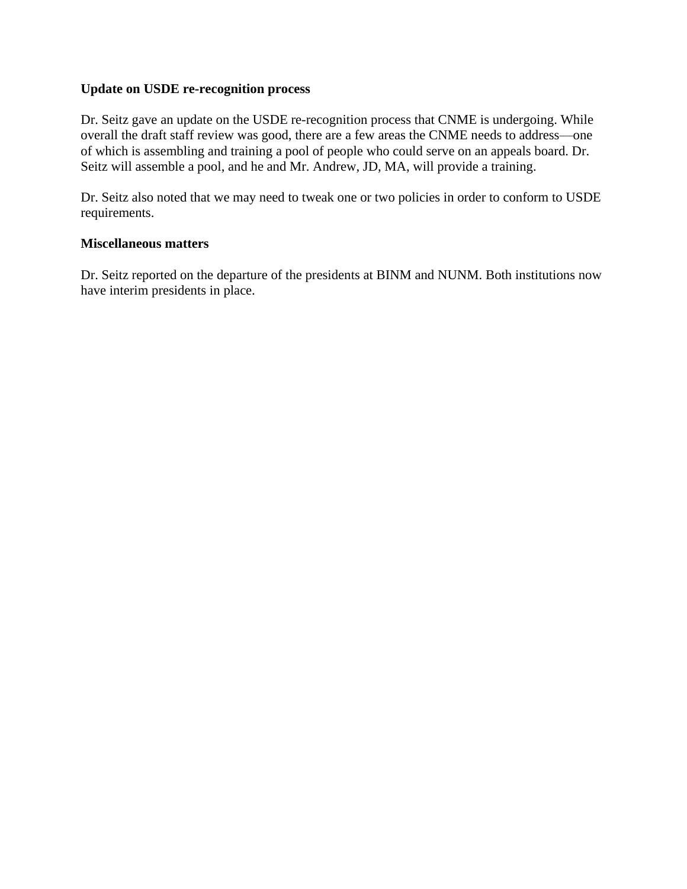**Update on USDE re-recognition process**

Dr. Seitz gave an update on the USDE re-recognition process that CNME is undergoing. While overall the draft staff review was good, there are a few areas the CNME needs to address—one of which is assembling and training a pool of people who could serve on an appeals board. Dr. Seitz will assemble a pool, and he and Mr. Andrew, JD, MA, will provide a training.

Dr. Seitz also noted that we may need to tweak one or two policies in order to conform to USDE requirements.

**Miscellaneous matters**

Dr. Seitz reported on the departure of the presidents at BINM and NUNM. Both institutions now have interim presidents in place.